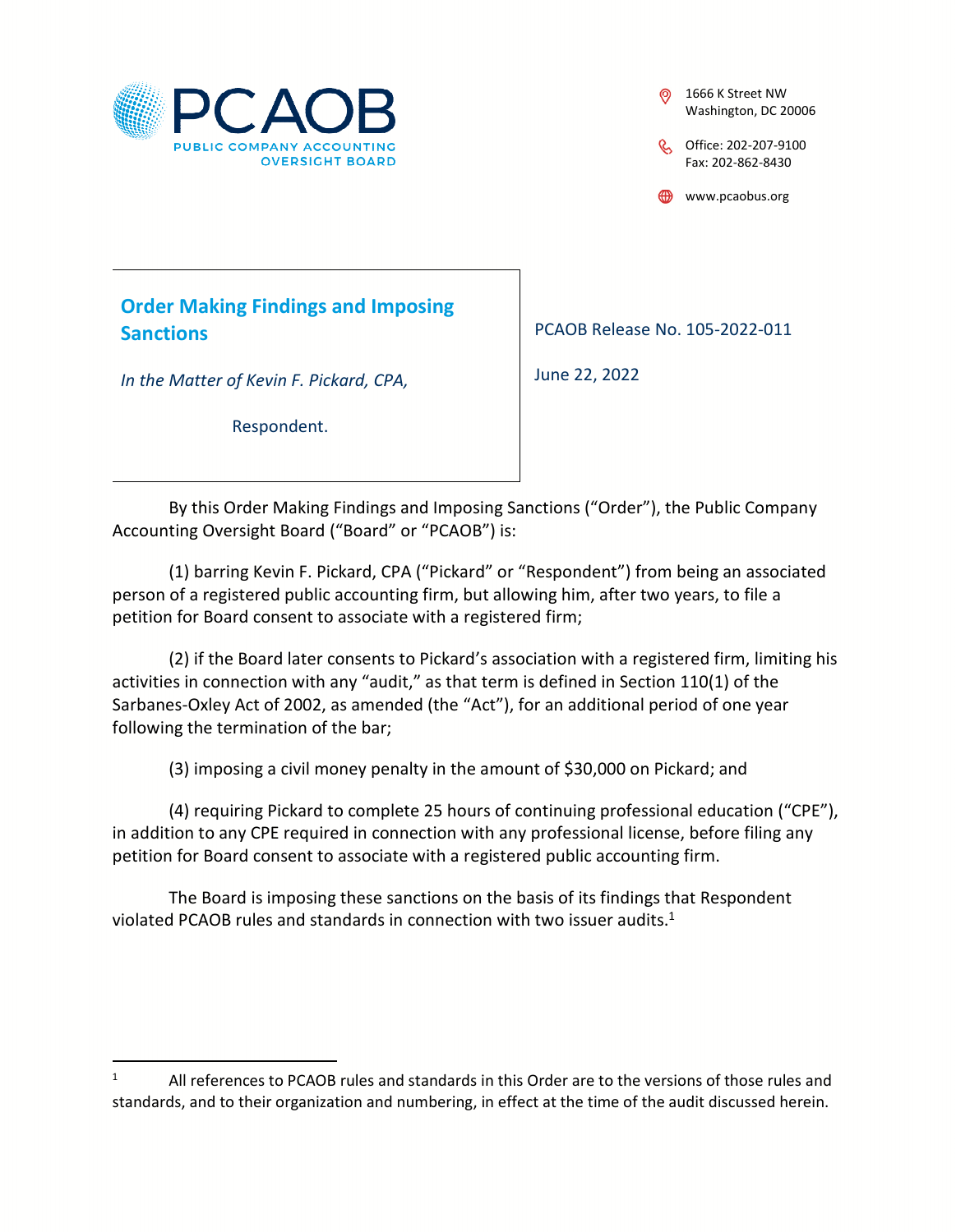PCAOB

PUBLIC COMPANY ACCOUNTING OVERSIGHT BOARD

1666 K Street NW
Washington, DC 20006

Office: 202-207-9100
Fax: 202-862-8430

www.pcaobus.org

## Order Making Findings and Imposing Sanctions

*In the Matter of Kevin F. Pickard, CPA,*

Respondent.

PCAOB Release No. 105-2022-011

June 22, 2022

By this Order Making Findings and Imposing Sanctions ("Order"), the Public Company Accounting Oversight Board ("Board" or "PCAOB") is:

(1) barring Kevin F. Pickard, CPA ("Pickard" or "Respondent") from being an associated person of a registered public accounting firm, but allowing him, after two years, to file a petition for Board consent to associate with a registered firm;

(2) if the Board later consents to Pickard's association with a registered firm, limiting his activities in connection with any "audit," as that term is defined in Section 110(1) of the Sarbanes-Oxley Act of 2002, as amended (the "Act"), for an additional period of one year following the termination of the bar;

(3) imposing a civil money penalty in the amount of $30,000 on Pickard; and

(4) requiring Pickard to complete 25 hours of continuing professional education ("CPE"), in addition to any CPE required in connection with any professional license, before filing any petition for Board consent to associate with a registered public accounting firm.

The Board is imposing these sanctions on the basis of its findings that Respondent violated PCAOB rules and standards in connection with two issuer audits.[1]

---

[1] All references to PCAOB rules and standards in this Order are to the versions of those rules and standards, and to their organization and numbering, in effect at the time of the audit discussed herein.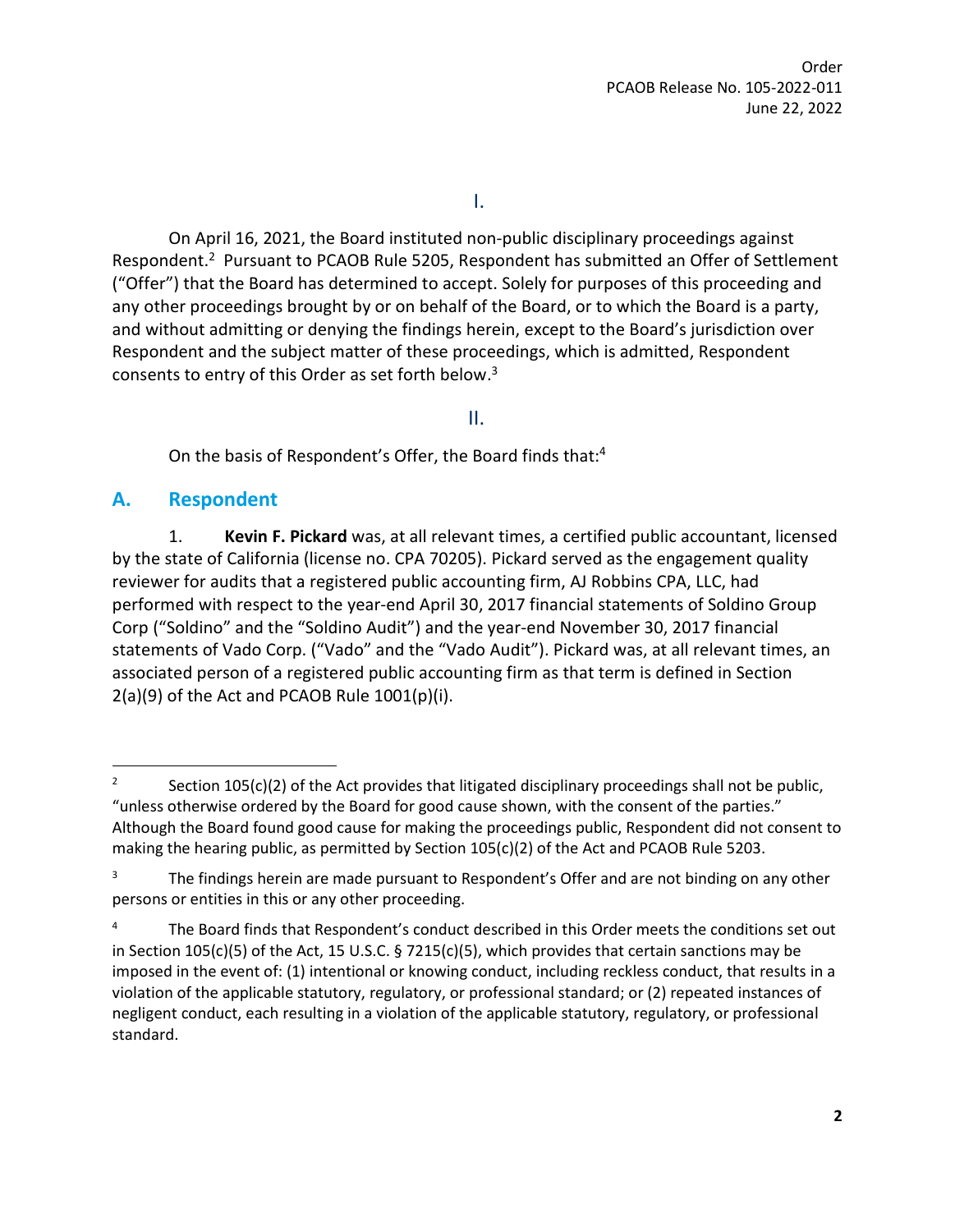## I.

On April 16, 2021, the Board instituted non-public disciplinary proceedings against Respondent.[2] Pursuant to PCAOB Rule 5205, Respondent has submitted an Offer of Settlement ("Offer") that the Board has determined to accept. Solely for purposes of this proceeding and any other proceedings brought by or on behalf of the Board, or to which the Board is a party, and without admitting or denying the findings herein, except to the Board's jurisdiction over Respondent and the subject matter of these proceedings, which is admitted, Respondent consents to entry of this Order as set forth below.[3]

## II.

On the basis of Respondent's Offer, the Board finds that:[4]

### A. Respondent

1. **Kevin F. Pickard** was, at all relevant times, a certified public accountant, licensed by the state of California (license no. CPA 70205). Pickard served as the engagement quality reviewer for audits that a registered public accounting firm, AJ Robbins CPA, LLC, had performed with respect to the year-end April 30, 2017 financial statements of Soldino Group Corp ("Soldino" and the "Soldino Audit") and the year-end November 30, 2017 financial statements of Vado Corp. ("Vado" and the "Vado Audit"). Pickard was, at all relevant times, an associated person of a registered public accounting firm as that term is defined in Section 2(a)(9) of the Act and PCAOB Rule 1001(p)(i).

---

[2] Section 105(c)(2) of the Act provides that litigated disciplinary proceedings shall not be public, "unless otherwise ordered by the Board for good cause shown, with the consent of the parties." Although the Board found good cause for making the proceedings public, Respondent did not consent to making the hearing public, as permitted by Section 105(c)(2) of the Act and PCAOB Rule 5203.

[3] The findings herein are made pursuant to Respondent's Offer and are not binding on any other persons or entities in this or any other proceeding.

[4] The Board finds that Respondent's conduct described in this Order meets the conditions set out in Section 105(c)(5) of the Act, 15 U.S.C. § 7215(c)(5), which provides that certain sanctions may be imposed in the event of: (1) intentional or knowing conduct, including reckless conduct, that results in a violation of the applicable statutory, regulatory, or professional standard; or (2) repeated instances of negligent conduct, each resulting in a violation of the applicable statutory, regulatory, or professional standard.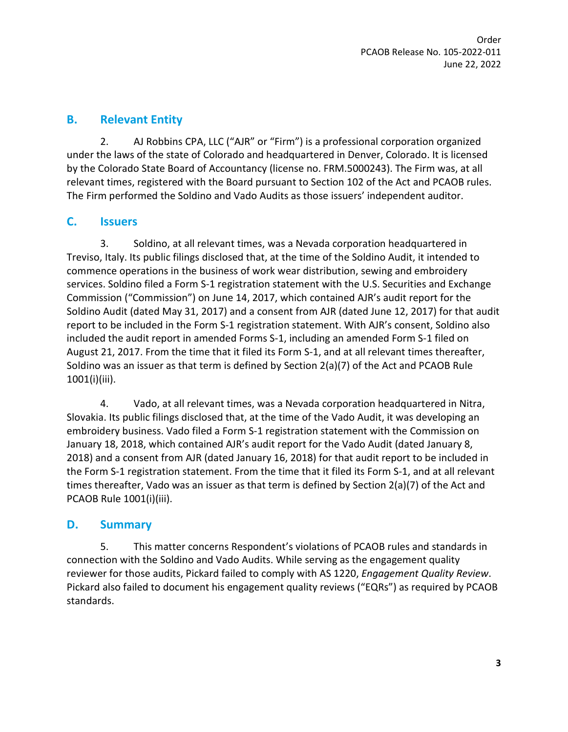## B. Relevant Entity

2. AJ Robbins CPA, LLC ("AJR" or "Firm") is a professional corporation organized under the laws of the state of Colorado and headquartered in Denver, Colorado. It is licensed by the Colorado State Board of Accountancy (license no. FRM.5000243). The Firm was, at all relevant times, registered with the Board pursuant to Section 102 of the Act and PCAOB rules. The Firm performed the Soldino and Vado Audits as those issuers' independent auditor.

## C. Issuers

3. Soldino, at all relevant times, was a Nevada corporation headquartered in Treviso, Italy. Its public filings disclosed that, at the time of the Soldino Audit, it intended to commence operations in the business of work wear distribution, sewing and embroidery services. Soldino filed a Form S-1 registration statement with the U.S. Securities and Exchange Commission ("Commission") on June 14, 2017, which contained AJR's audit report for the Soldino Audit (dated May 31, 2017) and a consent from AJR (dated June 12, 2017) for that audit report to be included in the Form S-1 registration statement. With AJR's consent, Soldino also included the audit report in amended Forms S-1, including an amended Form S-1 filed on August 21, 2017. From the time that it filed its Form S-1, and at all relevant times thereafter, Soldino was an issuer as that term is defined by Section 2(a)(7) of the Act and PCAOB Rule 1001(i)(iii).

4. Vado, at all relevant times, was a Nevada corporation headquartered in Nitra, Slovakia. Its public filings disclosed that, at the time of the Vado Audit, it was developing an embroidery business. Vado filed a Form S-1 registration statement with the Commission on January 18, 2018, which contained AJR's audit report for the Vado Audit (dated January 8, 2018) and a consent from AJR (dated January 16, 2018) for that audit report to be included in the Form S-1 registration statement. From the time that it filed its Form S-1, and at all relevant times thereafter, Vado was an issuer as that term is defined by Section 2(a)(7) of the Act and PCAOB Rule 1001(i)(iii).

## D. Summary

5. This matter concerns Respondent's violations of PCAOB rules and standards in connection with the Soldino and Vado Audits. While serving as the engagement quality reviewer for those audits, Pickard failed to comply with AS 1220, *Engagement Quality Review*. Pickard also failed to document his engagement quality reviews ("EQRs") as required by PCAOB standards.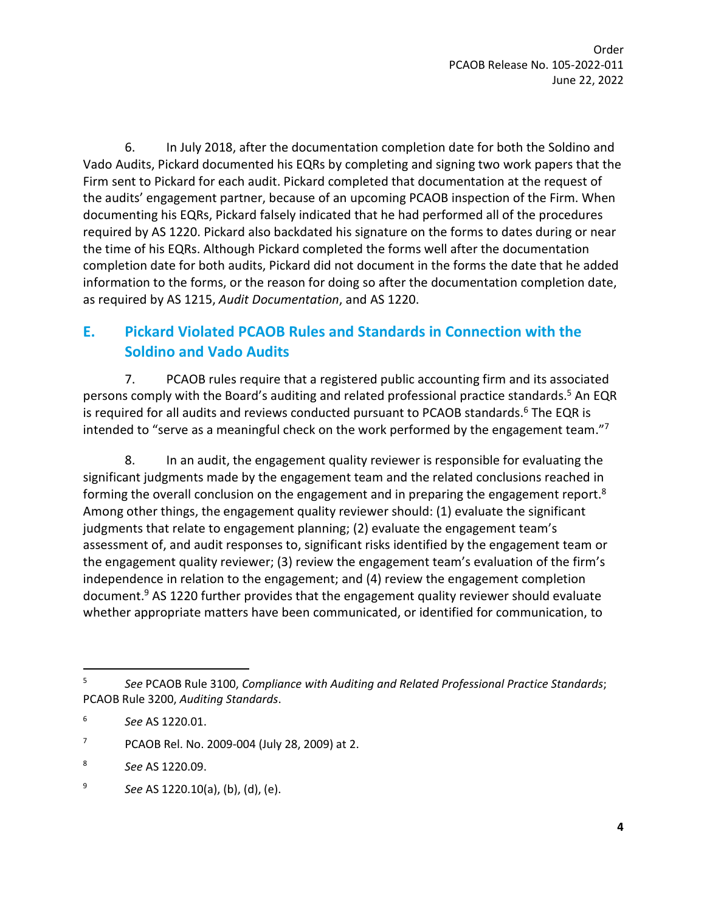6. In July 2018, after the documentation completion date for both the Soldino and Vado Audits, Pickard documented his EQRs by completing and signing two work papers that the Firm sent to Pickard for each audit. Pickard completed that documentation at the request of the audits' engagement partner, because of an upcoming PCAOB inspection of the Firm. When documenting his EQRs, Pickard falsely indicated that he had performed all of the procedures required by AS 1220. Pickard also backdated his signature on the forms to dates during or near the time of his EQRs. Although Pickard completed the forms well after the documentation completion date for both audits, Pickard did not document in the forms the date that he added information to the forms, or the reason for doing so after the documentation completion date, as required by AS 1215, *Audit Documentation*, and AS 1220.

## E. Pickard Violated PCAOB Rules and Standards in Connection with the Soldino and Vado Audits

7. PCAOB rules require that a registered public accounting firm and its associated persons comply with the Board's auditing and related professional practice standards.[5] An EQR is required for all audits and reviews conducted pursuant to PCAOB standards.[6] The EQR is intended to "serve as a meaningful check on the work performed by the engagement team."[7]

8. In an audit, the engagement quality reviewer is responsible for evaluating the significant judgments made by the engagement team and the related conclusions reached in forming the overall conclusion on the engagement and in preparing the engagement report.[8] Among other things, the engagement quality reviewer should: (1) evaluate the significant judgments that relate to engagement planning; (2) evaluate the engagement team's assessment of, and audit responses to, significant risks identified by the engagement team or the engagement quality reviewer; (3) review the engagement team's evaluation of the firm's independence in relation to the engagement; and (4) review the engagement completion document.[9] AS 1220 further provides that the engagement quality reviewer should evaluate whether appropriate matters have been communicated, or identified for communication, to

---

[5] *See* PCAOB Rule 3100, *Compliance with Auditing and Related Professional Practice Standards*; PCAOB Rule 3200, *Auditing Standards*.

[6] *See* AS 1220.01.

[7] PCAOB Rel. No. 2009-004 (July 28, 2009) at 2.

[8] *See* AS 1220.09.

[9] *See* AS 1220.10(a), (b), (d), (e).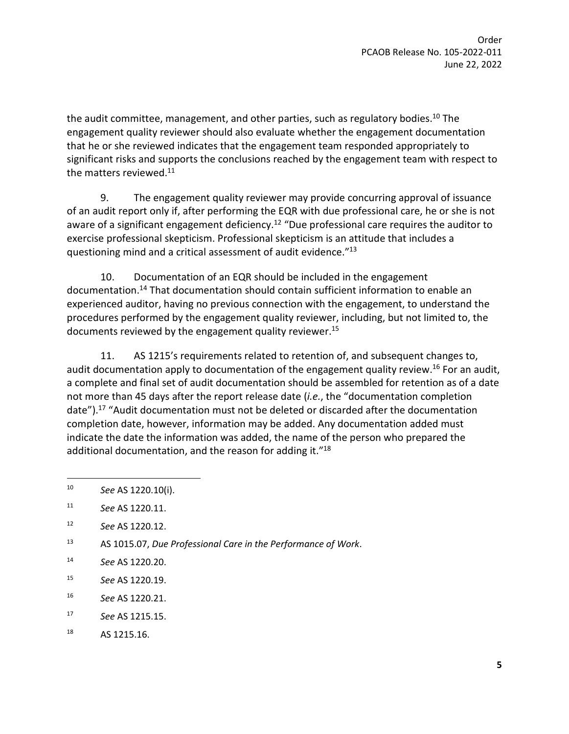the audit committee, management, and other parties, such as regulatory bodies.[10] The engagement quality reviewer should also evaluate whether the engagement documentation that he or she reviewed indicates that the engagement team responded appropriately to significant risks and supports the conclusions reached by the engagement team with respect to the matters reviewed.[11]

9. The engagement quality reviewer may provide concurring approval of issuance of an audit report only if, after performing the EQR with due professional care, he or she is not aware of a significant engagement deficiency.[12] "Due professional care requires the auditor to exercise professional skepticism. Professional skepticism is an attitude that includes a questioning mind and a critical assessment of audit evidence."[13]

10. Documentation of an EQR should be included in the engagement documentation.[14] That documentation should contain sufficient information to enable an experienced auditor, having no previous connection with the engagement, to understand the procedures performed by the engagement quality reviewer, including, but not limited to, the documents reviewed by the engagement quality reviewer.[15]

11. AS 1215's requirements related to retention of, and subsequent changes to, audit documentation apply to documentation of the engagement quality review.[16] For an audit, a complete and final set of audit documentation should be assembled for retention as of a date not more than 45 days after the report release date (*i.e.*, the "documentation completion date").[17] "Audit documentation must not be deleted or discarded after the documentation completion date, however, information may be added. Any documentation added must indicate the date the information was added, the name of the person who prepared the additional documentation, and the reason for adding it."[18]

---

[10] *See* AS 1220.10(i).

[11] *See* AS 1220.11.

[12] *See* AS 1220.12.

[13] AS 1015.07, *Due Professional Care in the Performance of Work*.

[14] *See* AS 1220.20.

[15] *See* AS 1220.19.

[16] *See* AS 1220.21.

[17] *See* AS 1215.15.

[18] AS 1215.16.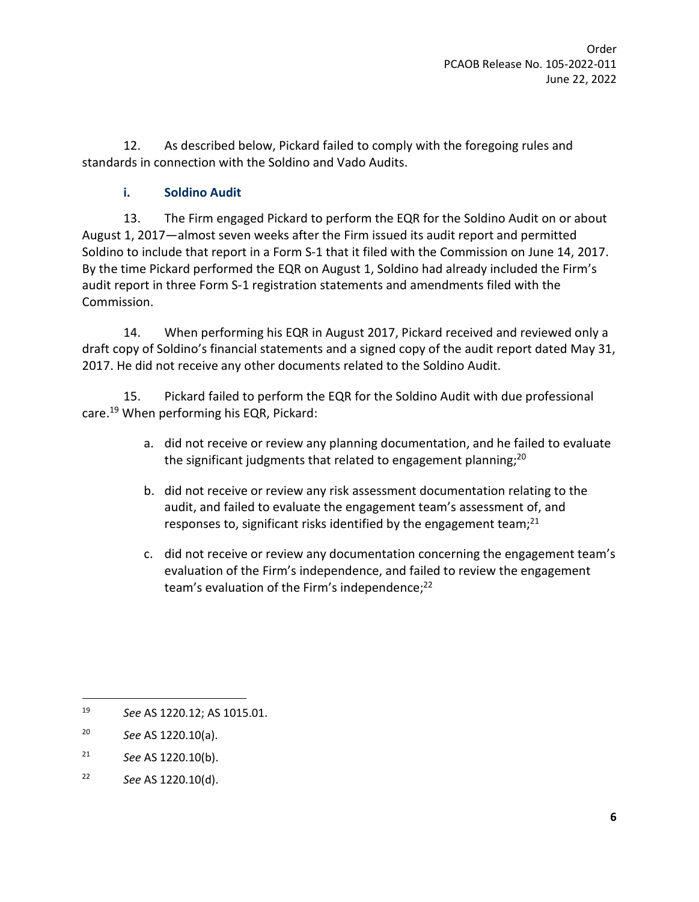12. As described below, Pickard failed to comply with the foregoing rules and standards in connection with the Soldino and Vado Audits.

### i. Soldino Audit

13. The Firm engaged Pickard to perform the EQR for the Soldino Audit on or about August 1, 2017—almost seven weeks after the Firm issued its audit report and permitted Soldino to include that report in a Form S-1 that it filed with the Commission on June 14, 2017. By the time Pickard performed the EQR on August 1, Soldino had already included the Firm's audit report in three Form S-1 registration statements and amendments filed with the Commission.

14. When performing his EQR in August 2017, Pickard received and reviewed only a draft copy of Soldino's financial statements and a signed copy of the audit report dated May 31, 2017. He did not receive any other documents related to the Soldino Audit.

15. Pickard failed to perform the EQR for the Soldino Audit with due professional care.[19] When performing his EQR, Pickard:

a. did not receive or review any planning documentation, and he failed to evaluate the significant judgments that related to engagement planning;[20]

b. did not receive or review any risk assessment documentation relating to the audit, and failed to evaluate the engagement team's assessment of, and responses to, significant risks identified by the engagement team;[21]

c. did not receive or review any documentation concerning the engagement team's evaluation of the Firm's independence, and failed to review the engagement team's evaluation of the Firm's independence;[22]

---

[19] *See* AS 1220.12; AS 1015.01.

[20] *See* AS 1220.10(a).

[21] *See* AS 1220.10(b).

[22] *See* AS 1220.10(d).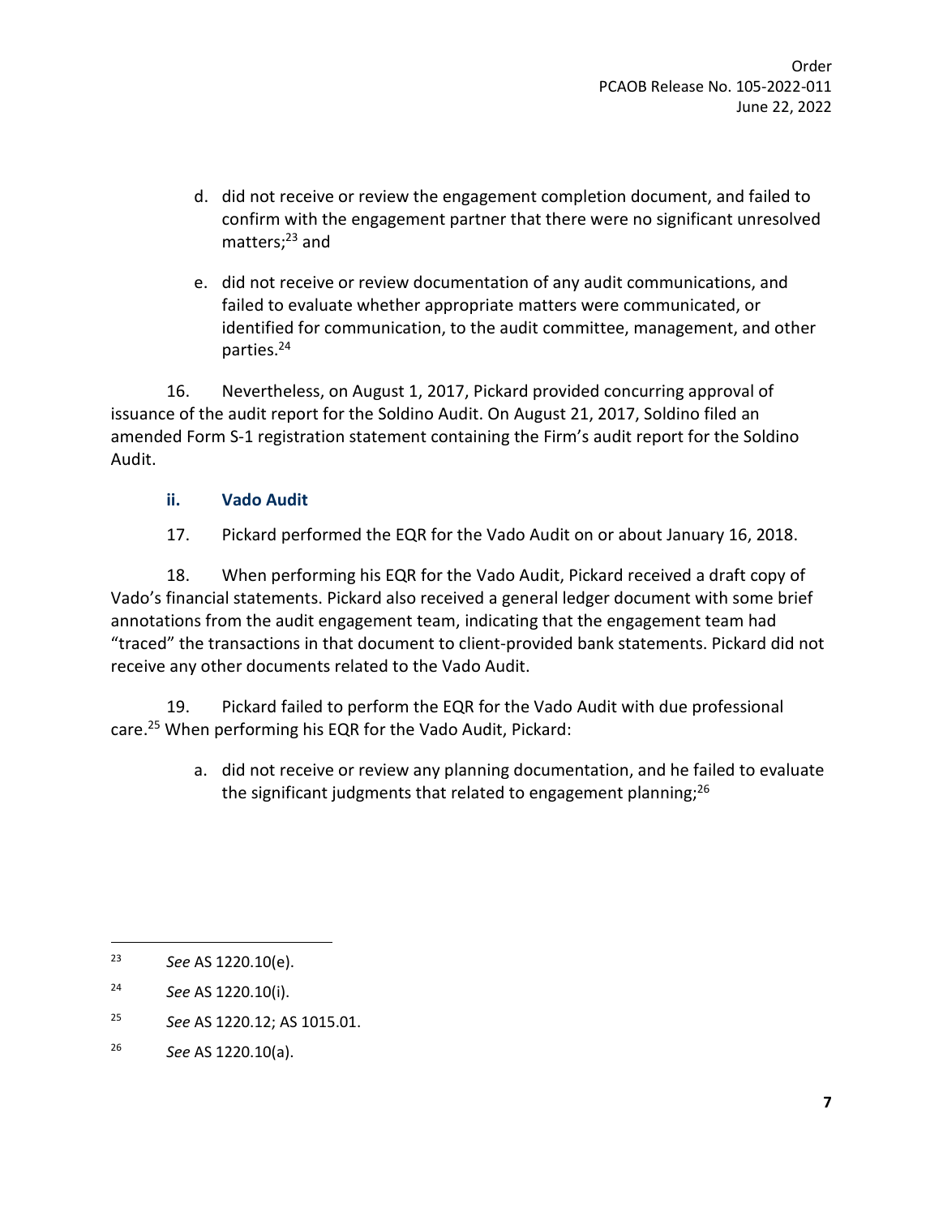d. did not receive or review the engagement completion document, and failed to confirm with the engagement partner that there were no significant unresolved matters;[23] and

e. did not receive or review documentation of any audit communications, and failed to evaluate whether appropriate matters were communicated, or identified for communication, to the audit committee, management, and other parties.[24]

16. Nevertheless, on August 1, 2017, Pickard provided concurring approval of issuance of the audit report for the Soldino Audit. On August 21, 2017, Soldino filed an amended Form S-1 registration statement containing the Firm's audit report for the Soldino Audit.

### ii. Vado Audit

17. Pickard performed the EQR for the Vado Audit on or about January 16, 2018.

18. When performing his EQR for the Vado Audit, Pickard received a draft copy of Vado's financial statements. Pickard also received a general ledger document with some brief annotations from the audit engagement team, indicating that the engagement team had "traced" the transactions in that document to client-provided bank statements. Pickard did not receive any other documents related to the Vado Audit.

19. Pickard failed to perform the EQR for the Vado Audit with due professional care.[25] When performing his EQR for the Vado Audit, Pickard:

a. did not receive or review any planning documentation, and he failed to evaluate the significant judgments that related to engagement planning;[26]

---

[23] *See* AS 1220.10(e).

[24] *See* AS 1220.10(i).

[25] *See* AS 1220.12; AS 1015.01.

[26] *See* AS 1220.10(a).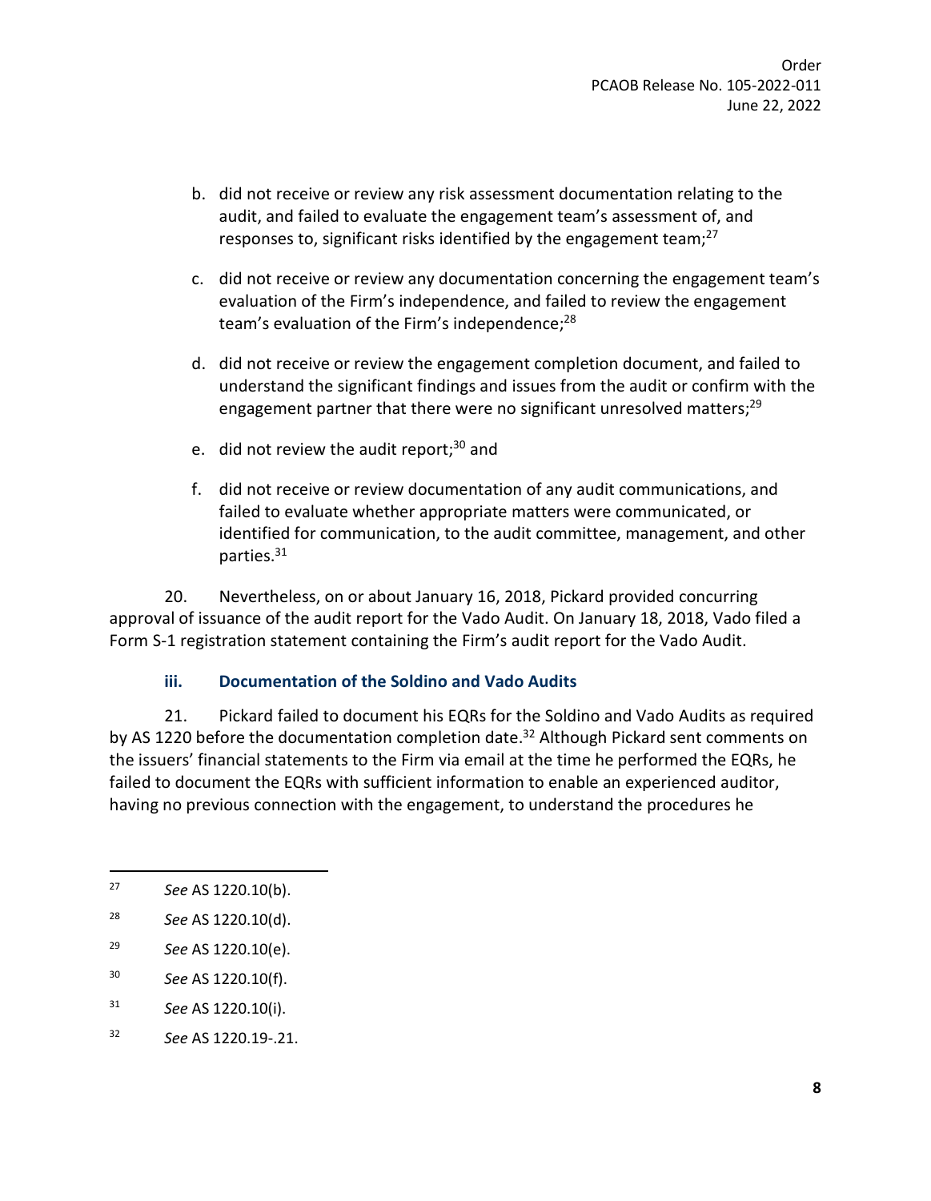b. did not receive or review any risk assessment documentation relating to the audit, and failed to evaluate the engagement team's assessment of, and responses to, significant risks identified by the engagement team;[27]

c. did not receive or review any documentation concerning the engagement team's evaluation of the Firm's independence, and failed to review the engagement team's evaluation of the Firm's independence;[28]

d. did not receive or review the engagement completion document, and failed to understand the significant findings and issues from the audit or confirm with the engagement partner that there were no significant unresolved matters;[29]

e. did not review the audit report;[30] and

f. did not receive or review documentation of any audit communications, and failed to evaluate whether appropriate matters were communicated, or identified for communication, to the audit committee, management, and other parties.[31]

20. Nevertheless, on or about January 16, 2018, Pickard provided concurring approval of issuance of the audit report for the Vado Audit. On January 18, 2018, Vado filed a Form S-1 registration statement containing the Firm's audit report for the Vado Audit.

### iii. Documentation of the Soldino and Vado Audits

21. Pickard failed to document his EQRs for the Soldino and Vado Audits as required by AS 1220 before the documentation completion date.[32] Although Pickard sent comments on the issuers' financial statements to the Firm via email at the time he performed the EQRs, he failed to document the EQRs with sufficient information to enable an experienced auditor, having no previous connection with the engagement, to understand the procedures he

---

[27] *See* AS 1220.10(b).

[28] *See* AS 1220.10(d).

[29] *See* AS 1220.10(e).

[30] *See* AS 1220.10(f).

[31] *See* AS 1220.10(i).

[32] *See* AS 1220.19-.21.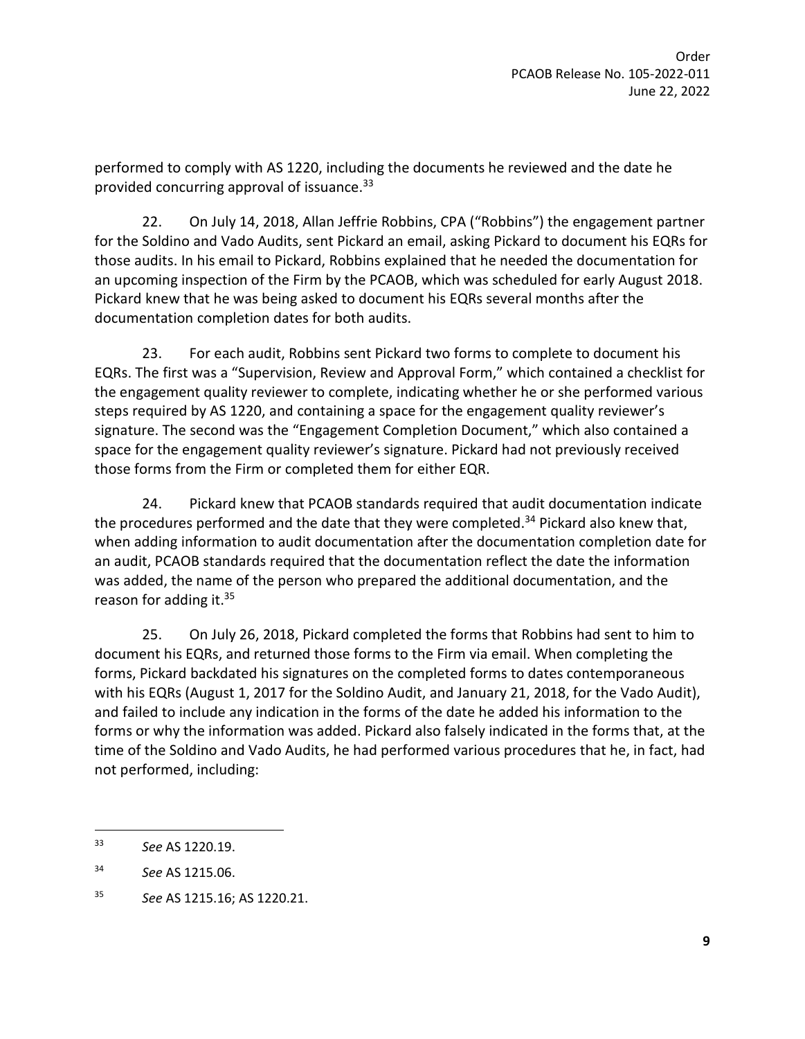performed to comply with AS 1220, including the documents he reviewed and the date he provided concurring approval of issuance.[33]

22. On July 14, 2018, Allan Jeffrie Robbins, CPA ("Robbins") the engagement partner for the Soldino and Vado Audits, sent Pickard an email, asking Pickard to document his EQRs for those audits. In his email to Pickard, Robbins explained that he needed the documentation for an upcoming inspection of the Firm by the PCAOB, which was scheduled for early August 2018. Pickard knew that he was being asked to document his EQRs several months after the documentation completion dates for both audits.

23. For each audit, Robbins sent Pickard two forms to complete to document his EQRs. The first was a "Supervision, Review and Approval Form," which contained a checklist for the engagement quality reviewer to complete, indicating whether he or she performed various steps required by AS 1220, and containing a space for the engagement quality reviewer's signature. The second was the "Engagement Completion Document," which also contained a space for the engagement quality reviewer's signature. Pickard had not previously received those forms from the Firm or completed them for either EQR.

24. Pickard knew that PCAOB standards required that audit documentation indicate the procedures performed and the date that they were completed.[34] Pickard also knew that, when adding information to audit documentation after the documentation completion date for an audit, PCAOB standards required that the documentation reflect the date the information was added, the name of the person who prepared the additional documentation, and the reason for adding it.[35]

25. On July 26, 2018, Pickard completed the forms that Robbins had sent to him to document his EQRs, and returned those forms to the Firm via email. When completing the forms, Pickard backdated his signatures on the completed forms to dates contemporaneous with his EQRs (August 1, 2017 for the Soldino Audit, and January 21, 2018, for the Vado Audit), and failed to include any indication in the forms of the date he added his information to the forms or why the information was added. Pickard also falsely indicated in the forms that, at the time of the Soldino and Vado Audits, he had performed various procedures that he, in fact, had not performed, including:

---

[33] *See* AS 1220.19.

[34] *See* AS 1215.06.

[35] *See* AS 1215.16; AS 1220.21.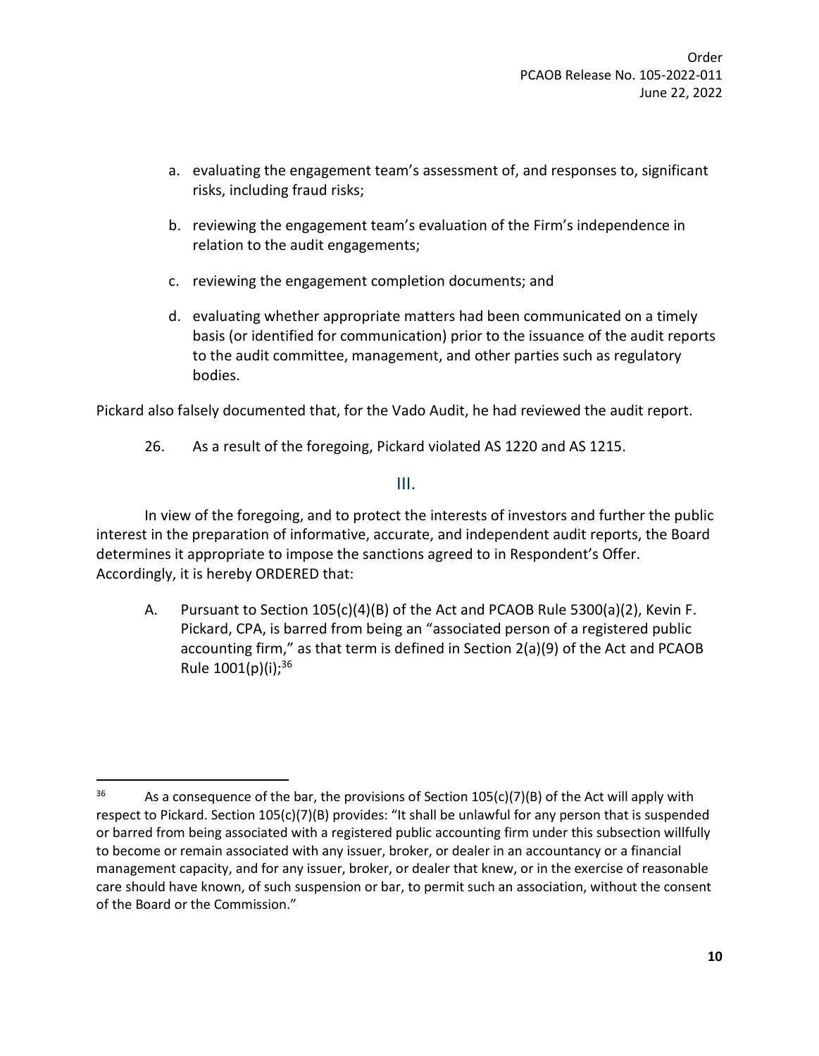a. evaluating the engagement team's assessment of, and responses to, significant risks, including fraud risks;

b. reviewing the engagement team's evaluation of the Firm's independence in relation to the audit engagements;

c. reviewing the engagement completion documents; and

d. evaluating whether appropriate matters had been communicated on a timely basis (or identified for communication) prior to the issuance of the audit reports to the audit committee, management, and other parties such as regulatory bodies.

Pickard also falsely documented that, for the Vado Audit, he had reviewed the audit report.

26. As a result of the foregoing, Pickard violated AS 1220 and AS 1215.

## III.

In view of the foregoing, and to protect the interests of investors and further the public interest in the preparation of informative, accurate, and independent audit reports, the Board determines it appropriate to impose the sanctions agreed to in Respondent's Offer. Accordingly, it is hereby ORDERED that:

A. Pursuant to Section 105(c)(4)(B) of the Act and PCAOB Rule 5300(a)(2), Kevin F. Pickard, CPA, is barred from being an "associated person of a registered public accounting firm," as that term is defined in Section 2(a)(9) of the Act and PCAOB Rule 1001(p)(i);[36]

---

[36] As a consequence of the bar, the provisions of Section 105(c)(7)(B) of the Act will apply with respect to Pickard. Section 105(c)(7)(B) provides: "It shall be unlawful for any person that is suspended or barred from being associated with a registered public accounting firm under this subsection willfully to become or remain associated with any issuer, broker, or dealer in an accountancy or a financial management capacity, and for any issuer, broker, or dealer that knew, or in the exercise of reasonable care should have known, of such suspension or bar, to permit such an association, without the consent of the Board or the Commission."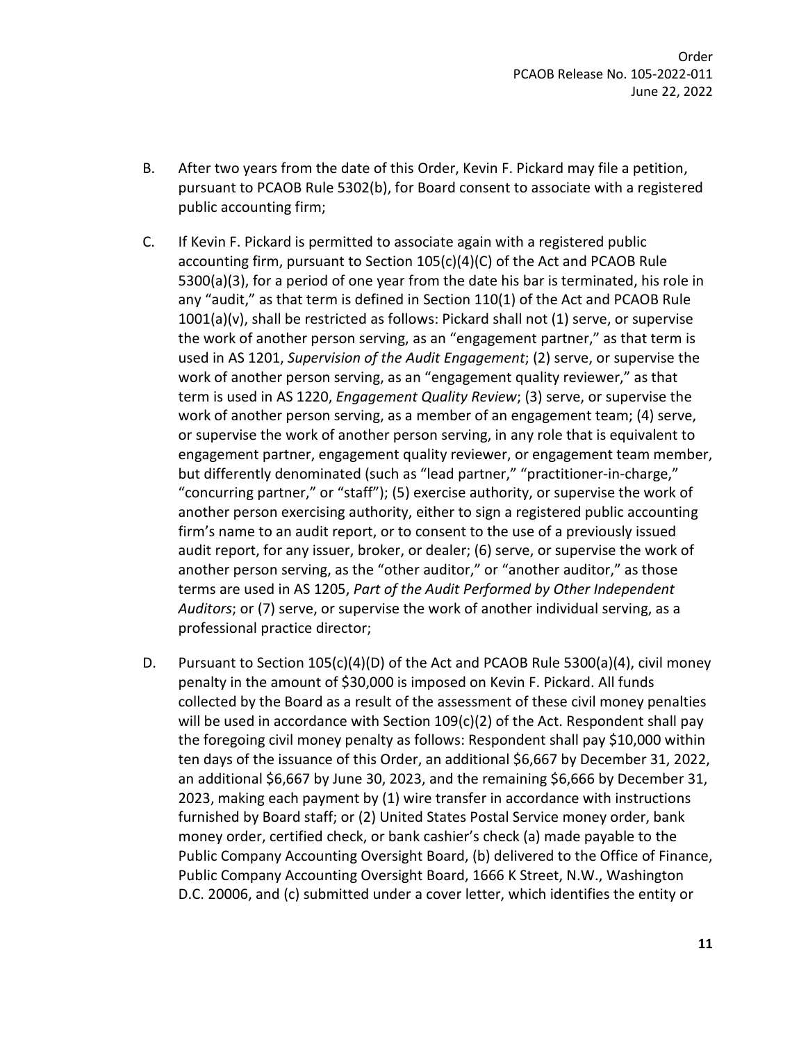B. After two years from the date of this Order, Kevin F. Pickard may file a petition, pursuant to PCAOB Rule 5302(b), for Board consent to associate with a registered public accounting firm;

C. If Kevin F. Pickard is permitted to associate again with a registered public accounting firm, pursuant to Section 105(c)(4)(C) of the Act and PCAOB Rule 5300(a)(3), for a period of one year from the date his bar is terminated, his role in any "audit," as that term is defined in Section 110(1) of the Act and PCAOB Rule 1001(a)(v), shall be restricted as follows: Pickard shall not (1) serve, or supervise the work of another person serving, as an "engagement partner," as that term is used in AS 1201, *Supervision of the Audit Engagement*; (2) serve, or supervise the work of another person serving, as an "engagement quality reviewer," as that term is used in AS 1220, *Engagement Quality Review*; (3) serve, or supervise the work of another person serving, as a member of an engagement team; (4) serve, or supervise the work of another person serving, in any role that is equivalent to engagement partner, engagement quality reviewer, or engagement team member, but differently denominated (such as "lead partner," "practitioner-in-charge," "concurring partner," or "staff"); (5) exercise authority, or supervise the work of another person exercising authority, either to sign a registered public accounting firm's name to an audit report, or to consent to the use of a previously issued audit report, for any issuer, broker, or dealer; (6) serve, or supervise the work of another person serving, as the "other auditor," or "another auditor," as those terms are used in AS 1205, *Part of the Audit Performed by Other Independent Auditors*; or (7) serve, or supervise the work of another individual serving, as a professional practice director;

D. Pursuant to Section 105(c)(4)(D) of the Act and PCAOB Rule 5300(a)(4), civil money penalty in the amount of $30,000 is imposed on Kevin F. Pickard. All funds collected by the Board as a result of the assessment of these civil money penalties will be used in accordance with Section 109(c)(2) of the Act. Respondent shall pay the foregoing civil money penalty as follows: Respondent shall pay $10,000 within ten days of the issuance of this Order, an additional $6,667 by December 31, 2022, an additional $6,667 by June 30, 2023, and the remaining $6,666 by December 31, 2023, making each payment by (1) wire transfer in accordance with instructions furnished by Board staff; or (2) United States Postal Service money order, bank money order, certified check, or bank cashier's check (a) made payable to the Public Company Accounting Oversight Board, (b) delivered to the Office of Finance, Public Company Accounting Oversight Board, 1666 K Street, N.W., Washington D.C. 20006, and (c) submitted under a cover letter, which identifies the entity or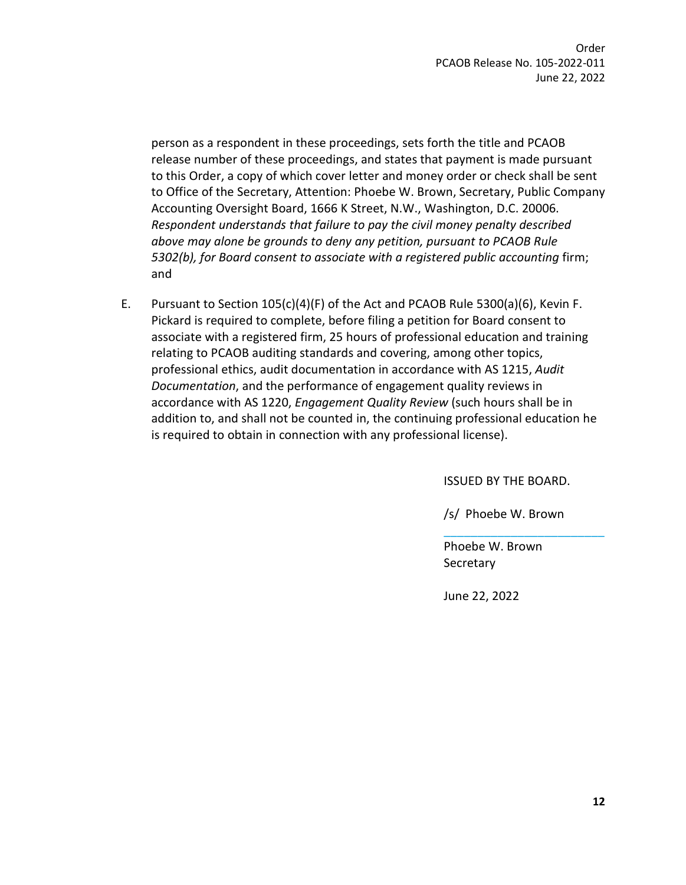person as a respondent in these proceedings, sets forth the title and PCAOB release number of these proceedings, and states that payment is made pursuant to this Order, a copy of which cover letter and money order or check shall be sent to Office of the Secretary, Attention: Phoebe W. Brown, Secretary, Public Company Accounting Oversight Board, 1666 K Street, N.W., Washington, D.C. 20006. *Respondent understands that failure to pay the civil money penalty described above may alone be grounds to deny any petition, pursuant to PCAOB Rule 5302(b), for Board consent to associate with a registered public accounting* firm; and

E. Pursuant to Section 105(c)(4)(F) of the Act and PCAOB Rule 5300(a)(6), Kevin F. Pickard is required to complete, before filing a petition for Board consent to associate with a registered firm, 25 hours of professional education and training relating to PCAOB auditing standards and covering, among other topics, professional ethics, audit documentation in accordance with AS 1215, *Audit Documentation*, and the performance of engagement quality reviews in accordance with AS 1220, *Engagement Quality Review* (such hours shall be in addition to, and shall not be counted in, the continuing professional education he is required to obtain in connection with any professional license).

ISSUED BY THE BOARD.

/s/ Phoebe W. Brown

Phoebe W. Brown
Secretary

June 22, 2022